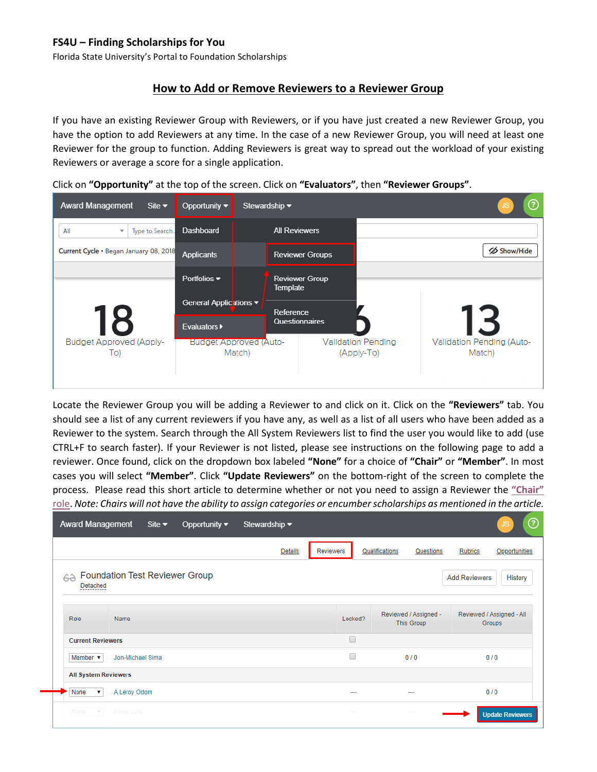**FS4U – Finding Scholarships for You**
Florida State University's Portal to Foundation Scholarships

## How to Add or Remove Reviewers to a Reviewer Group

If you have an existing Reviewer Group with Reviewers, or if you have just created a new Reviewer Group, you have the option to add Reviewers at any time. In the case of a new Reviewer Group, you will need at least one Reviewer for the group to function. Adding Reviewers is great way to spread out the workload of your existing Reviewers or average a score for a single application.

Click on **"Opportunity"** at the top of the screen. Click on **"Evaluators"**, then **"Reviewer Groups"**.

Locate the Reviewer Group you will be adding a Reviewer to and click on it. Click on the **"Reviewers"** tab. You should see a list of any current reviewers if you have any, as well as a list of all users who have been added as a Reviewer to the system. Search through the All System Reviewers list to find the user you would like to add (use CTRL+F to search faster). If your Reviewer is not listed, please see instructions on the following page to add a reviewer. Once found, click on the dropdown box labeled **"None"** for a choice of **"Chair"** or **"Member"**. In most cases you will select **"Member"**. Click **"Update Reviewers"** on the bottom-right of the screen to complete the process. Please read this short article to determine whether or not you need to assign a Reviewer the **"Chair" role**. *Note: Chairs will not have the ability to assign categories or encumber scholarships as mentioned in the article.*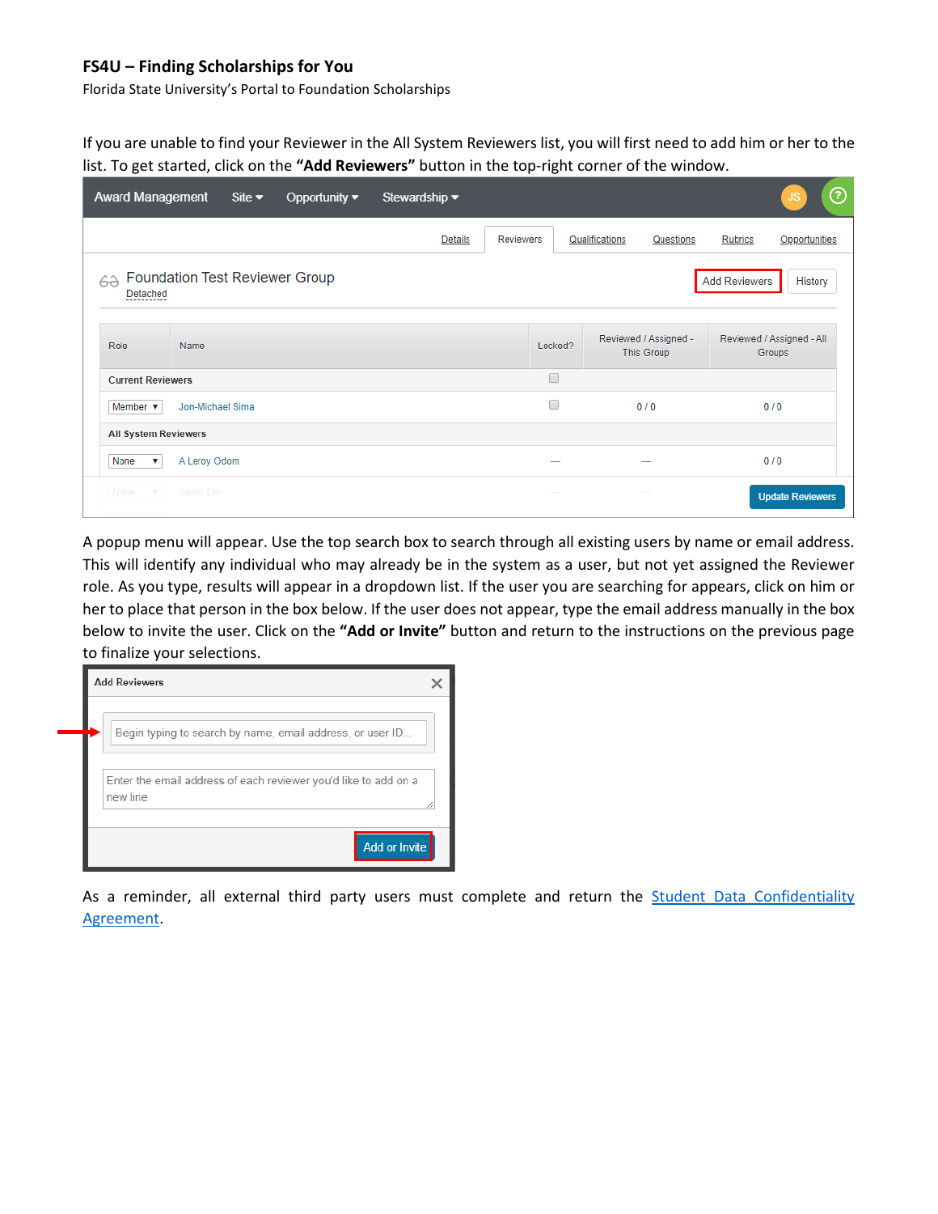**FS4U – Finding Scholarships for You**
Florida State University's Portal to Foundation Scholarships

If you are unable to find your Reviewer in the All System Reviewers list, you will first need to add him or her to the list. To get started, click on the **"Add Reviewers"** button in the top-right corner of the window.

A popup menu will appear. Use the top search box to search through all existing users by name or email address. This will identify any individual who may already be in the system as a user, but not yet assigned the Reviewer role. As you type, results will appear in a dropdown list. If the user you are searching for appears, click on him or her to place that person in the box below. If the user does not appear, type the email address manually in the box below to invite the user. Click on the **"Add or Invite"** button and return to the instructions on the previous page to finalize your selections.

As a reminder, all external third party users must complete and return the [Student Data Confidentiality Agreement](#).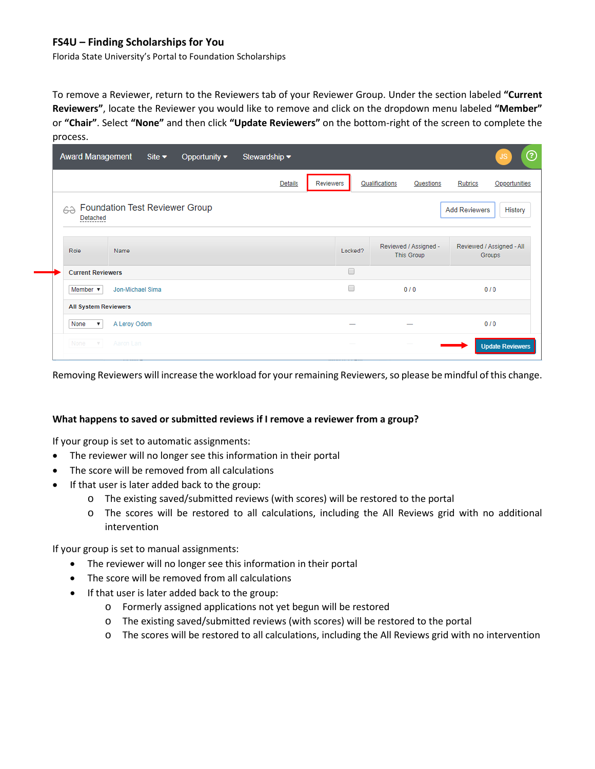**FS4U – Finding Scholarships for You**
Florida State University's Portal to Foundation Scholarships

To remove a Reviewer, return to the Reviewers tab of your Reviewer Group. Under the section labeled **"Current Reviewers"**, locate the Reviewer you would like to remove and click on the dropdown menu labeled **"Member"** or **"Chair"**. Select **"None"** and then click **"Update Reviewers"** on the bottom-right of the screen to complete the process.

Removing Reviewers will increase the workload for your remaining Reviewers, so please be mindful of this change.

**What happens to saved or submitted reviews if I remove a reviewer from a group?**

If your group is set to automatic assignments:

- The reviewer will no longer see this information in their portal
- The score will be removed from all calculations
- If that user is later added back to the group:
  - The existing saved/submitted reviews (with scores) will be restored to the portal
  - The scores will be restored to all calculations, including the All Reviews grid with no additional intervention

If your group is set to manual assignments:

- The reviewer will no longer see this information in their portal
- The score will be removed from all calculations
- If that user is later added back to the group:
  - Formerly assigned applications not yet begun will be restored
  - The existing saved/submitted reviews (with scores) will be restored to the portal
  - The scores will be restored to all calculations, including the All Reviews grid with no intervention